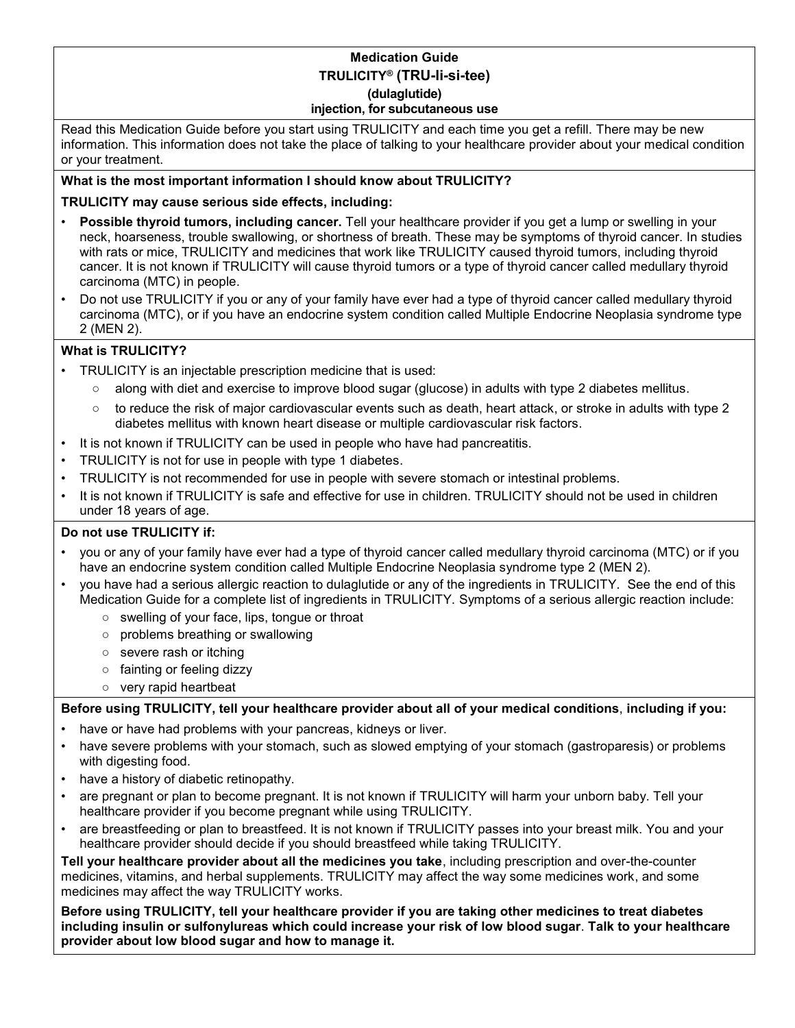# Medication Guide
## TRULICITY® (TRU-li-si-tee)
## (dulaglutide)
## injection, for subcutaneous use

Read this Medication Guide before you start using TRULICITY and each time you get a refill. There may be new information. This information does not take the place of talking to your healthcare provider about your medical condition or your treatment.

**What is the most important information I should know about TRULICITY?**

**TRULICITY may cause serious side effects, including:**

- **Possible thyroid tumors, including cancer.** Tell your healthcare provider if you get a lump or swelling in your neck, hoarseness, trouble swallowing, or shortness of breath. These may be symptoms of thyroid cancer. In studies with rats or mice, TRULICITY and medicines that work like TRULICITY caused thyroid tumors, including thyroid cancer. It is not known if TRULICITY will cause thyroid tumors or a type of thyroid cancer called medullary thyroid carcinoma (MTC) in people.
- Do not use TRULICITY if you or any of your family have ever had a type of thyroid cancer called medullary thyroid carcinoma (MTC), or if you have an endocrine system condition called Multiple Endocrine Neoplasia syndrome type 2 (MEN 2).

**What is TRULICITY?**

- TRULICITY is an injectable prescription medicine that is used:
  - along with diet and exercise to improve blood sugar (glucose) in adults with type 2 diabetes mellitus.
  - to reduce the risk of major cardiovascular events such as death, heart attack, or stroke in adults with type 2 diabetes mellitus with known heart disease or multiple cardiovascular risk factors.
- It is not known if TRULICITY can be used in people who have had pancreatitis.
- TRULICITY is not for use in people with type 1 diabetes.
- TRULICITY is not recommended for use in people with severe stomach or intestinal problems.
- It is not known if TRULICITY is safe and effective for use in children. TRULICITY should not be used in children under 18 years of age.

**Do not use TRULICITY if:**

- you or any of your family have ever had a type of thyroid cancer called medullary thyroid carcinoma (MTC) or if you have an endocrine system condition called Multiple Endocrine Neoplasia syndrome type 2 (MEN 2).
- you have had a serious allergic reaction to dulaglutide or any of the ingredients in TRULICITY. See the end of this Medication Guide for a complete list of ingredients in TRULICITY. Symptoms of a serious allergic reaction include:
  - swelling of your face, lips, tongue or throat
  - problems breathing or swallowing
  - severe rash or itching
  - fainting or feeling dizzy
  - very rapid heartbeat

**Before using TRULICITY, tell your healthcare provider about all of your medical conditions**, **including if you:**

- have or have had problems with your pancreas, kidneys or liver.
- have severe problems with your stomach, such as slowed emptying of your stomach (gastroparesis) or problems with digesting food.
- have a history of diabetic retinopathy.
- are pregnant or plan to become pregnant. It is not known if TRULICITY will harm your unborn baby. Tell your healthcare provider if you become pregnant while using TRULICITY.
- are breastfeeding or plan to breastfeed. It is not known if TRULICITY passes into your breast milk. You and your healthcare provider should decide if you should breastfeed while taking TRULICITY.

**Tell your healthcare provider about all the medicines you take**, including prescription and over-the-counter medicines, vitamins, and herbal supplements. TRULICITY may affect the way some medicines work, and some medicines may affect the way TRULICITY works.

**Before using TRULICITY, tell your healthcare provider if you are taking other medicines to treat diabetes including insulin or sulfonylureas which could increase your risk of low blood sugar**. **Talk to your healthcare provider about low blood sugar and how to manage it.**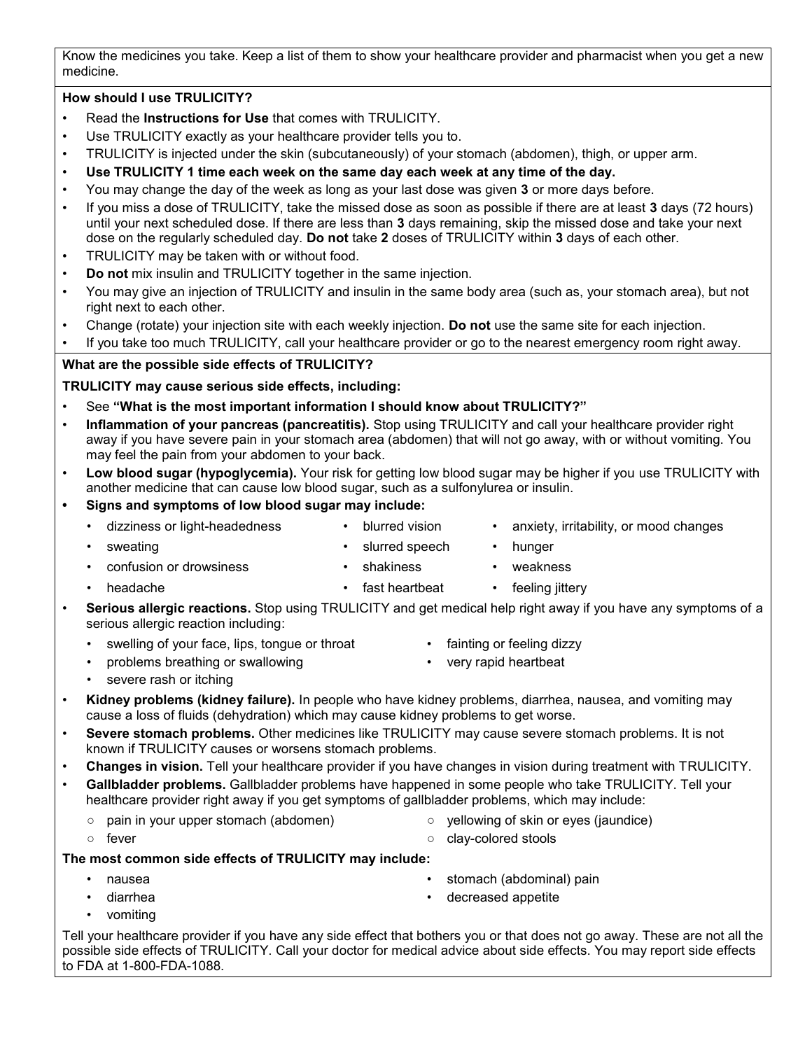Know the medicines you take. Keep a list of them to show your healthcare provider and pharmacist when you get a new medicine.

**How should I use TRULICITY?**

- Read the **Instructions for Use** that comes with TRULICITY.
- Use TRULICITY exactly as your healthcare provider tells you to.
- TRULICITY is injected under the skin (subcutaneously) of your stomach (abdomen), thigh, or upper arm.
- **Use TRULICITY 1 time each week on the same day each week at any time of the day.**
- You may change the day of the week as long as your last dose was given **3** or more days before.
- If you miss a dose of TRULICITY, take the missed dose as soon as possible if there are at least **3** days (72 hours) until your next scheduled dose. If there are less than **3** days remaining, skip the missed dose and take your next dose on the regularly scheduled day. **Do not** take **2** doses of TRULICITY within **3** days of each other.
- TRULICITY may be taken with or without food.
- **Do not** mix insulin and TRULICITY together in the same injection.
- You may give an injection of TRULICITY and insulin in the same body area (such as, your stomach area), but not right next to each other.
- Change (rotate) your injection site with each weekly injection. **Do not** use the same site for each injection.
- If you take too much TRULICITY, call your healthcare provider or go to the nearest emergency room right away.

**What are the possible side effects of TRULICITY?**

**TRULICITY may cause serious side effects, including:**

- See **"What is the most important information I should know about TRULICITY?"**
- **Inflammation of your pancreas (pancreatitis).** Stop using TRULICITY and call your healthcare provider right away if you have severe pain in your stomach area (abdomen) that will not go away, with or without vomiting. You may feel the pain from your abdomen to your back.
- **Low blood sugar (hypoglycemia).** Your risk for getting low blood sugar may be higher if you use TRULICITY with another medicine that can cause low blood sugar, such as a sulfonylurea or insulin.
- **Signs and symptoms of low blood sugar may include:**
  - dizziness or light-headedness
  - sweating
  - confusion or drowsiness
  - headache
  - blurred vision
  - slurred speech
  - shakiness
  - fast heartbeat
  - anxiety, irritability, or mood changes
  - hunger
  - weakness
  - feeling jittery
- **Serious allergic reactions.** Stop using TRULICITY and get medical help right away if you have any symptoms of a serious allergic reaction including:
  - swelling of your face, lips, tongue or throat
  - problems breathing or swallowing
  - severe rash or itching
  - fainting or feeling dizzy
  - very rapid heartbeat
- **Kidney problems (kidney failure).** In people who have kidney problems, diarrhea, nausea, and vomiting may cause a loss of fluids (dehydration) which may cause kidney problems to get worse.
- **Severe stomach problems.** Other medicines like TRULICITY may cause severe stomach problems. It is not known if TRULICITY causes or worsens stomach problems.
- **Changes in vision.** Tell your healthcare provider if you have changes in vision during treatment with TRULICITY.
- **Gallbladder problems.** Gallbladder problems have happened in some people who take TRULICITY. Tell your healthcare provider right away if you get symptoms of gallbladder problems, which may include:
  - pain in your upper stomach (abdomen)
  - fever
  - yellowing of skin or eyes (jaundice)
  - clay-colored stools

**The most common side effects of TRULICITY may include:**

- nausea
- diarrhea
- vomiting
- stomach (abdominal) pain
- decreased appetite

Tell your healthcare provider if you have any side effect that bothers you or that does not go away. These are not all the possible side effects of TRULICITY. Call your doctor for medical advice about side effects. You may report side effects to FDA at 1-800-FDA-1088.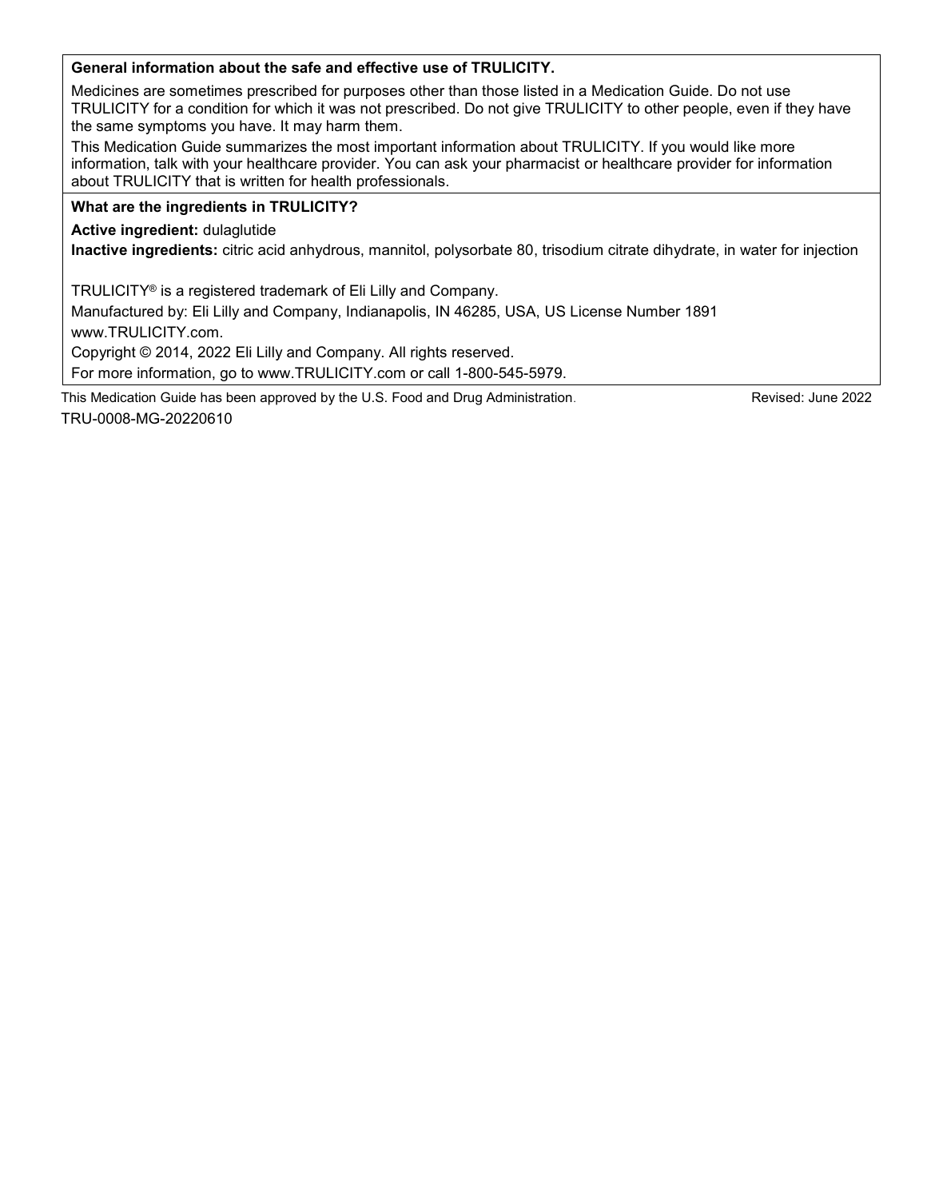**General information about the safe and effective use of TRULICITY.**

Medicines are sometimes prescribed for purposes other than those listed in a Medication Guide. Do not use TRULICITY for a condition for which it was not prescribed. Do not give TRULICITY to other people, even if they have the same symptoms you have. It may harm them.

This Medication Guide summarizes the most important information about TRULICITY. If you would like more information, talk with your healthcare provider. You can ask your pharmacist or healthcare provider for information about TRULICITY that is written for health professionals.

**What are the ingredients in TRULICITY?**

**Active ingredient:** dulaglutide

**Inactive ingredients:** citric acid anhydrous, mannitol, polysorbate 80, trisodium citrate dihydrate, in water for injection

TRULICITY® is a registered trademark of Eli Lilly and Company.

Manufactured by: Eli Lilly and Company, Indianapolis, IN 46285, USA, US License Number 1891

www.TRULICITY.com.

Copyright © 2014, 2022 Eli Lilly and Company. All rights reserved.

For more information, go to www.TRULICITY.com or call 1-800-545-5979.

This Medication Guide has been approved by the U.S. Food and Drug Administration. Revised: June 2022

TRU-0008-MG-20220610